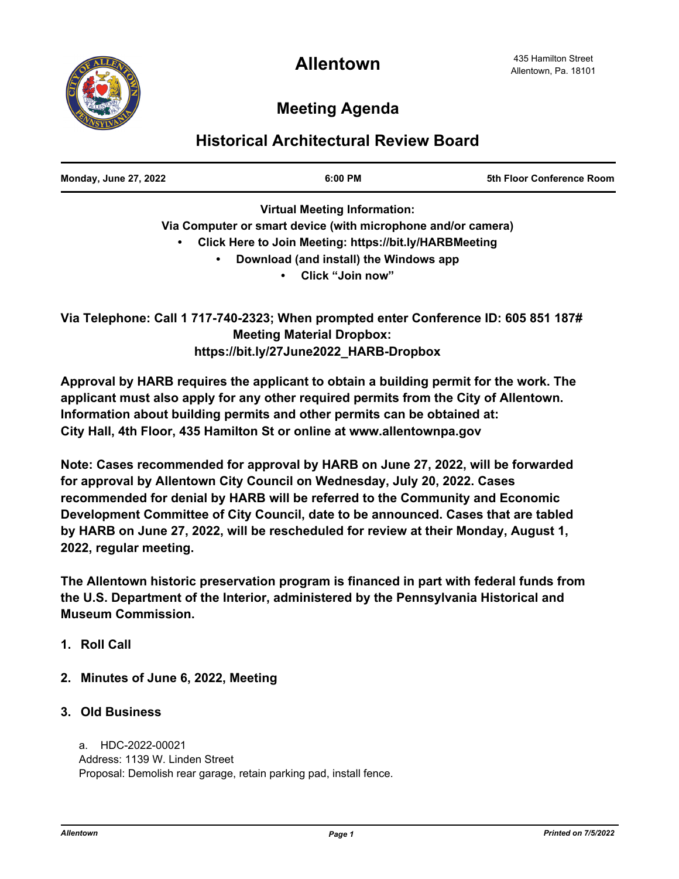# Allentown

435 Hamilton Street
Allentown, Pa. 18101

## Meeting Agenda

## Historical Architectural Review Board

| Monday, June 27, 2022 | 6:00 PM | 5th Floor Conference Room |
|---|---|---|

**Virtual Meeting Information:**

**Via Computer or smart device (with microphone and/or camera)**

- **Click Here to Join Meeting: https://bit.ly/HARBMeeting**
- **Download (and install) the Windows app**
- **Click "Join now"**

**Via Telephone: Call 1 717-740-2323; When prompted enter Conference ID: 605 851 187#**

**Meeting Material Dropbox:**
**https://bit.ly/27June2022_HARB-Dropbox**

**Approval by HARB requires the applicant to obtain a building permit for the work. The applicant must also apply for any other required permits from the City of Allentown. Information about building permits and other permits can be obtained at: City Hall, 4th Floor, 435 Hamilton St or online at www.allentownpa.gov**

**Note: Cases recommended for approval by HARB on June 27, 2022, will be forwarded for approval by Allentown City Council on Wednesday, July 20, 2022. Cases recommended for denial by HARB will be referred to the Community and Economic Development Committee of City Council, date to be announced. Cases that are tabled by HARB on June 27, 2022, will be rescheduled for review at their Monday, August 1, 2022, regular meeting.**

**The Allentown historic preservation program is financed in part with federal funds from the U.S. Department of the Interior, administered by the Pennsylvania Historical and Museum Commission.**

1. **Roll Call**

2. **Minutes of June 6, 2022, Meeting**

3. **Old Business**

   a. HDC-2022-00021
   Address: 1139 W. Linden Street
   Proposal: Demolish rear garage, retain parking pad, install fence.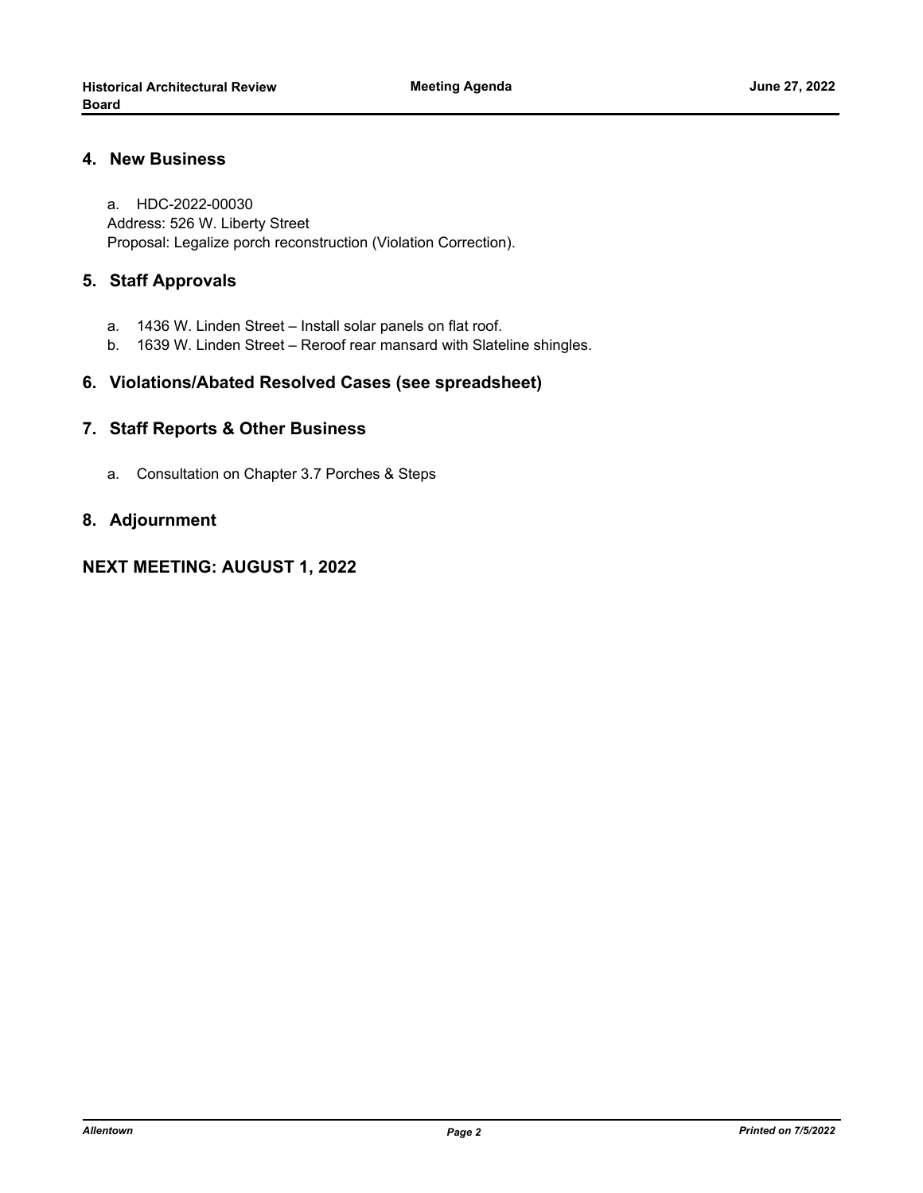## 4. New Business

a. HDC-2022-00030
Address: 526 W. Liberty Street
Proposal: Legalize porch reconstruction (Violation Correction).

## 5. Staff Approvals

a. 1436 W. Linden Street – Install solar panels on flat roof.
b. 1639 W. Linden Street – Reroof rear mansard with Slateline shingles.

## 6. Violations/Abated Resolved Cases (see spreadsheet)

## 7. Staff Reports & Other Business

a. Consultation on Chapter 3.7 Porches & Steps

## 8. Adjournment

## NEXT MEETING: AUGUST 1, 2022